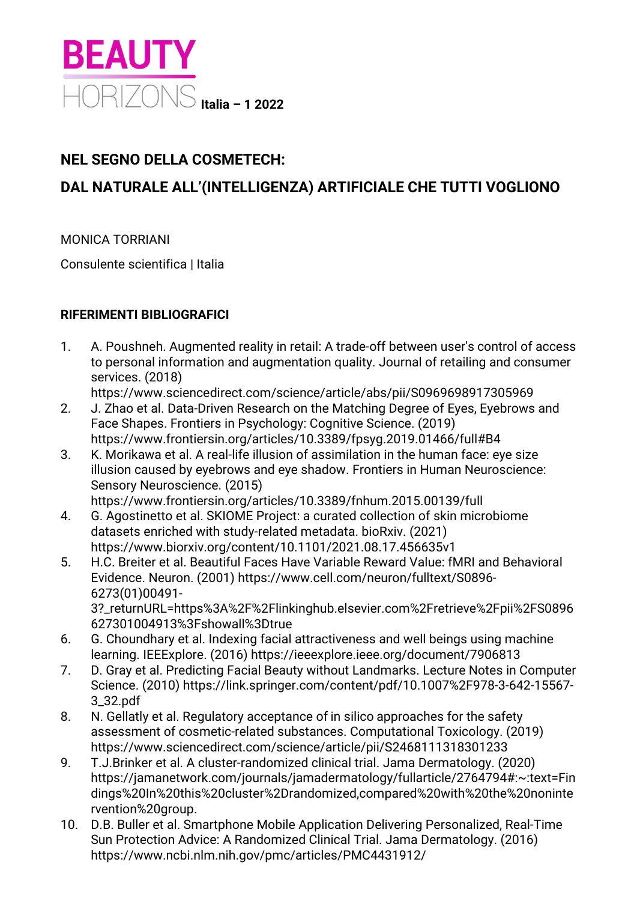BEAUTY HORIZONS Italia – 1 2022

# NEL SEGNO DELLA COSMETECH: DAL NATURALE ALL'(INTELLIGENZA) ARTIFICIALE CHE TUTTI VOGLIONO

MONICA TORRIANI

Consulente scientifica | Italia

## RIFERIMENTI BIBLIOGRAFICI

1. A. Poushneh. Augmented reality in retail: A trade-off between user's control of access to personal information and augmentation quality. Journal of retailing and consumer services. (2018) https://www.sciencedirect.com/science/article/abs/pii/S0969698917305969
2. J. Zhao et al. Data-Driven Research on the Matching Degree of Eyes, Eyebrows and Face Shapes. Frontiers in Psychology: Cognitive Science. (2019) https://www.frontiersin.org/articles/10.3389/fpsyg.2019.01466/full#B4
3. K. Morikawa et al. A real-life illusion of assimilation in the human face: eye size illusion caused by eyebrows and eye shadow. Frontiers in Human Neuroscience: Sensory Neuroscience. (2015) https://www.frontiersin.org/articles/10.3389/fnhum.2015.00139/full
4. G. Agostinetto et al. SKIOME Project: a curated collection of skin microbiome datasets enriched with study-related metadata. bioRxiv. (2021) https://www.biorxiv.org/content/10.1101/2021.08.17.456635v1
5. H.C. Breiter et al. Beautiful Faces Have Variable Reward Value: fMRI and Behavioral Evidence. Neuron. (2001) https://www.cell.com/neuron/fulltext/S0896-6273(01)00491-3?_returnURL=https%3A%2F%2Flinkinghub.elsevier.com%2Fretrieve%2Fpii%2FS0896627301004913%3Fshowall%3Dtrue
6. G. Choundhary et al. Indexing facial attractiveness and well beings using machine learning. IEEExplore. (2016) https://ieeexplore.ieee.org/document/7906813
7. D. Gray et al. Predicting Facial Beauty without Landmarks. Lecture Notes in Computer Science. (2010) https://link.springer.com/content/pdf/10.1007%2F978-3-642-15567-3_32.pdf
8. N. Gellatly et al. Regulatory acceptance of in silico approaches for the safety assessment of cosmetic-related substances. Computational Toxicology. (2019) https://www.sciencedirect.com/science/article/pii/S2468111318301233
9. T.J.Brinker et al. A cluster-randomized clinical trial. Jama Dermatology. (2020) https://jamanetwork.com/journals/jamadermatology/fullarticle/2764794#:~:text=Findings%20In%20this%20cluster%2Drandomized,compared%20with%20the%20nonintervention%20group.
10. D.B. Buller et al. Smartphone Mobile Application Delivering Personalized, Real-Time Sun Protection Advice: A Randomized Clinical Trial. Jama Dermatology. (2016) https://www.ncbi.nlm.nih.gov/pmc/articles/PMC4431912/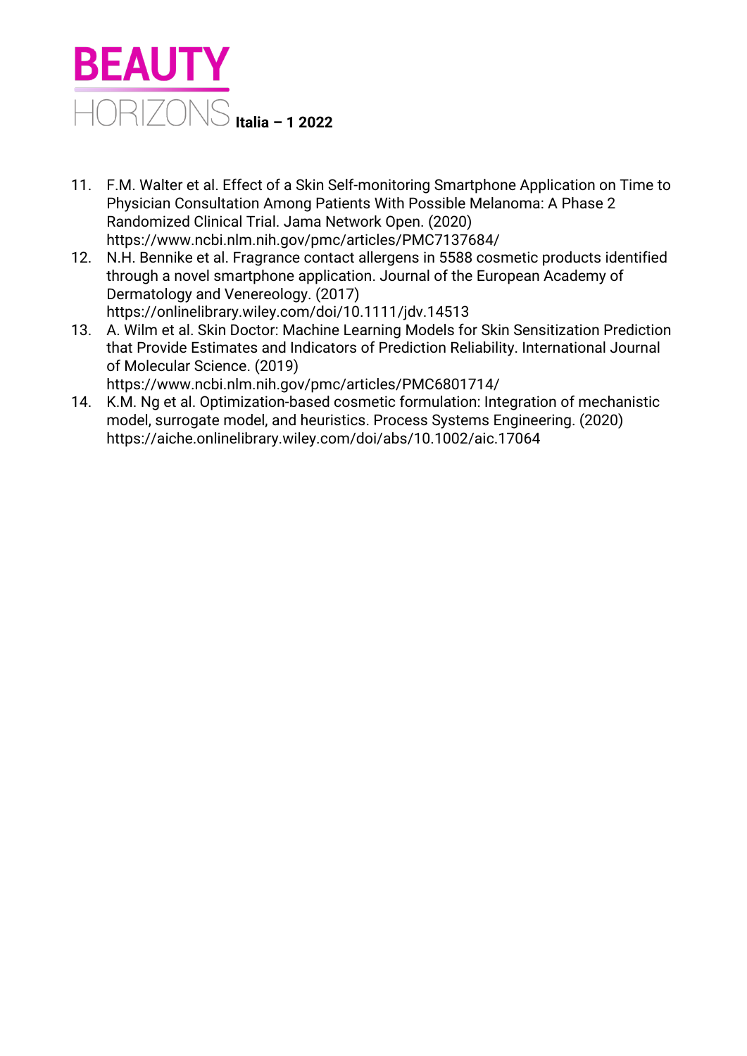11. F.M. Walter et al. Effect of a Skin Self-monitoring Smartphone Application on Time to Physician Consultation Among Patients With Possible Melanoma: A Phase 2 Randomized Clinical Trial. Jama Network Open. (2020) https://www.ncbi.nlm.nih.gov/pmc/articles/PMC7137684/
12. N.H. Bennike et al. Fragrance contact allergens in 5588 cosmetic products identified through a novel smartphone application. Journal of the European Academy of Dermatology and Venereology. (2017) https://onlinelibrary.wiley.com/doi/10.1111/jdv.14513
13. A. Wilm et al. Skin Doctor: Machine Learning Models for Skin Sensitization Prediction that Provide Estimates and Indicators of Prediction Reliability. International Journal of Molecular Science. (2019) https://www.ncbi.nlm.nih.gov/pmc/articles/PMC6801714/
14. K.M. Ng et al. Optimization-based cosmetic formulation: Integration of mechanistic model, surrogate model, and heuristics. Process Systems Engineering. (2020) https://aiche.onlinelibrary.wiley.com/doi/abs/10.1002/aic.17064